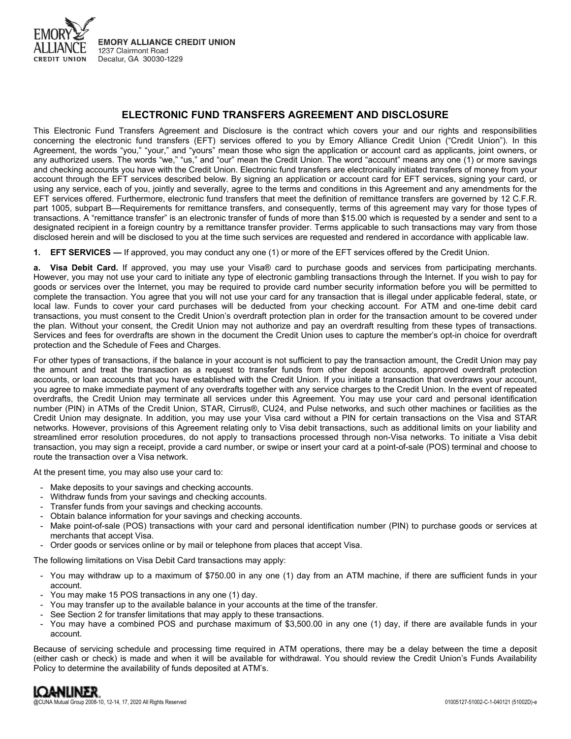**EMORY ALLIANCE CREDIT UNION**
1237 Clairmont Road
Decatur, GA 30030-1229

# ELECTRONIC FUND TRANSFERS AGREEMENT AND DISCLOSURE

This Electronic Fund Transfers Agreement and Disclosure is the contract which covers your and our rights and responsibilities concerning the electronic fund transfers (EFT) services offered to you by Emory Alliance Credit Union ("Credit Union"). In this Agreement, the words "you," "your," and "yours" mean those who sign the application or account card as applicants, joint owners, or any authorized users. The words "we," "us," and "our" mean the Credit Union. The word "account" means any one (1) or more savings and checking accounts you have with the Credit Union. Electronic fund transfers are electronically initiated transfers of money from your account through the EFT services described below. By signing an application or account card for EFT services, signing your card, or using any service, each of you, jointly and severally, agree to the terms and conditions in this Agreement and any amendments for the EFT services offered. Furthermore, electronic fund transfers that meet the definition of remittance transfers are governed by 12 C.F.R. part 1005, subpart B—Requirements for remittance transfers, and consequently, terms of this agreement may vary for those types of transactions. A "remittance transfer" is an electronic transfer of funds of more than $15.00 which is requested by a sender and sent to a designated recipient in a foreign country by a remittance transfer provider. Terms applicable to such transactions may vary from those disclosed herein and will be disclosed to you at the time such services are requested and rendered in accordance with applicable law.

**1. EFT SERVICES —** If approved, you may conduct any one (1) or more of the EFT services offered by the Credit Union.

**a. Visa Debit Card.** If approved, you may use your Visa® card to purchase goods and services from participating merchants. However, you may not use your card to initiate any type of electronic gambling transactions through the Internet. If you wish to pay for goods or services over the Internet, you may be required to provide card number security information before you will be permitted to complete the transaction. You agree that you will not use your card for any transaction that is illegal under applicable federal, state, or local law. Funds to cover your card purchases will be deducted from your checking account. For ATM and one-time debit card transactions, you must consent to the Credit Union's overdraft protection plan in order for the transaction amount to be covered under the plan. Without your consent, the Credit Union may not authorize and pay an overdraft resulting from these types of transactions. Services and fees for overdrafts are shown in the document the Credit Union uses to capture the member's opt-in choice for overdraft protection and the Schedule of Fees and Charges.

For other types of transactions, if the balance in your account is not sufficient to pay the transaction amount, the Credit Union may pay the amount and treat the transaction as a request to transfer funds from other deposit accounts, approved overdraft protection accounts, or loan accounts that you have established with the Credit Union. If you initiate a transaction that overdraws your account, you agree to make immediate payment of any overdrafts together with any service charges to the Credit Union. In the event of repeated overdrafts, the Credit Union may terminate all services under this Agreement. You may use your card and personal identification number (PIN) in ATMs of the Credit Union, STAR, Cirrus®, CU24, and Pulse networks, and such other machines or facilities as the Credit Union may designate. In addition, you may use your Visa card without a PIN for certain transactions on the Visa and STAR networks. However, provisions of this Agreement relating only to Visa debit transactions, such as additional limits on your liability and streamlined error resolution procedures, do not apply to transactions processed through non-Visa networks. To initiate a Visa debit transaction, you may sign a receipt, provide a card number, or swipe or insert your card at a point-of-sale (POS) terminal and choose to route the transaction over a Visa network.

At the present time, you may also use your card to:

- Make deposits to your savings and checking accounts.
- Withdraw funds from your savings and checking accounts.
- Transfer funds from your savings and checking accounts.
- Obtain balance information for your savings and checking accounts.
- Make point-of-sale (POS) transactions with your card and personal identification number (PIN) to purchase goods or services at merchants that accept Visa.
- Order goods or services online or by mail or telephone from places that accept Visa.

The following limitations on Visa Debit Card transactions may apply:

- You may withdraw up to a maximum of $750.00 in any one (1) day from an ATM machine, if there are sufficient funds in your account.
- You may make 15 POS transactions in any one (1) day.
- You may transfer up to the available balance in your accounts at the time of the transfer.
- See Section 2 for transfer limitations that may apply to these transactions.
- You may have a combined POS and purchase maximum of $3,500.00 in any one (1) day, if there are available funds in your account.

Because of servicing schedule and processing time required in ATM operations, there may be a delay between the time a deposit (either cash or check) is made and when it will be available for withdrawal. You should review the Credit Union's Funds Availability Policy to determine the availability of funds deposited at ATM's.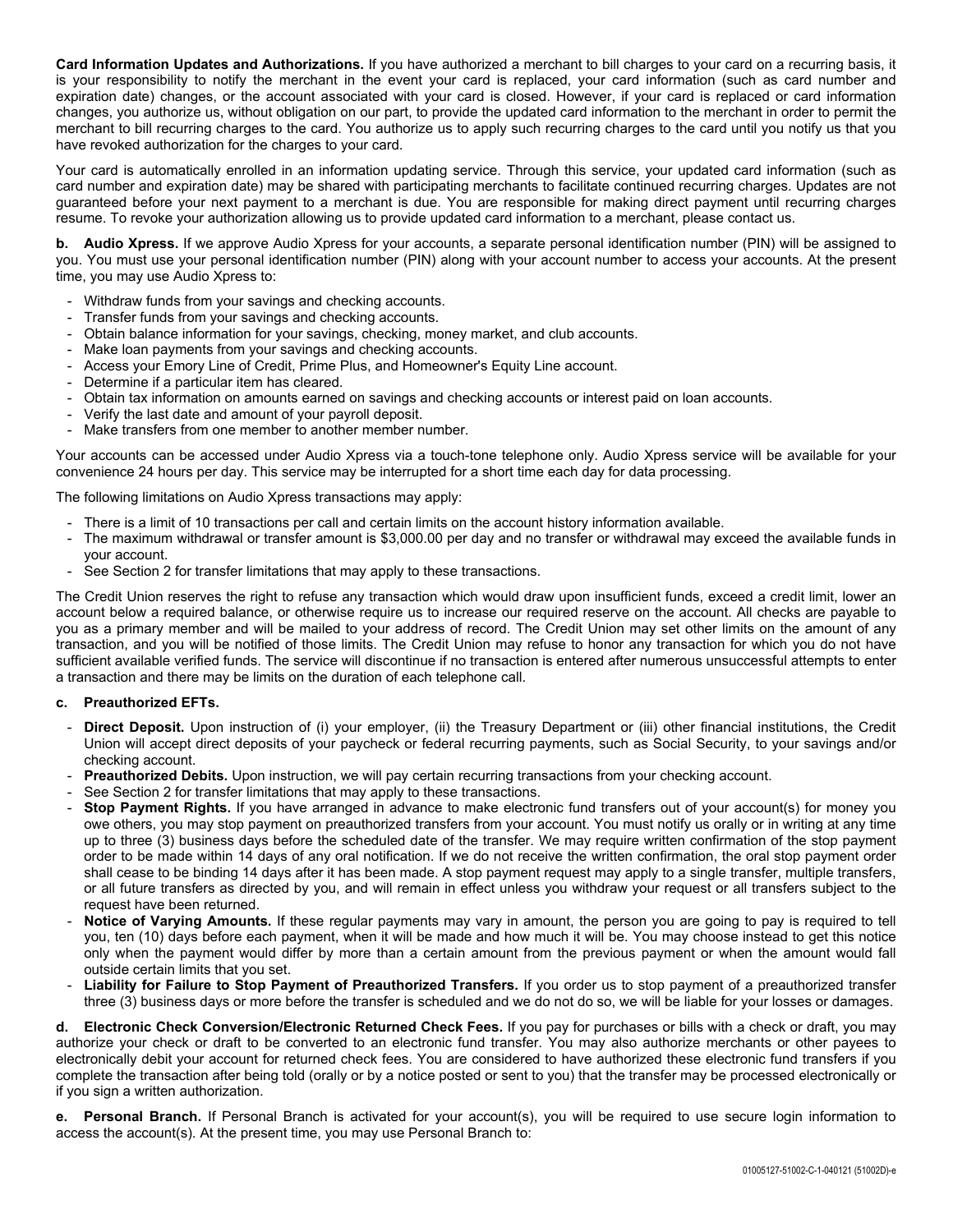**Card Information Updates and Authorizations.** If you have authorized a merchant to bill charges to your card on a recurring basis, it is your responsibility to notify the merchant in the event your card is replaced, your card information (such as card number and expiration date) changes, or the account associated with your card is closed. However, if your card is replaced or card information changes, you authorize us, without obligation on our part, to provide the updated card information to the merchant in order to permit the merchant to bill recurring charges to the card. You authorize us to apply such recurring charges to the card until you notify us that you have revoked authorization for the charges to your card.

Your card is automatically enrolled in an information updating service. Through this service, your updated card information (such as card number and expiration date) may be shared with participating merchants to facilitate continued recurring charges. Updates are not guaranteed before your next payment to a merchant is due. You are responsible for making direct payment until recurring charges resume. To revoke your authorization allowing us to provide updated card information to a merchant, please contact us.

**b. Audio Xpress.** If we approve Audio Xpress for your accounts, a separate personal identification number (PIN) will be assigned to you. You must use your personal identification number (PIN) along with your account number to access your accounts. At the present time, you may use Audio Xpress to:

- Withdraw funds from your savings and checking accounts.
- Transfer funds from your savings and checking accounts.
- Obtain balance information for your savings, checking, money market, and club accounts.
- Make loan payments from your savings and checking accounts.
- Access your Emory Line of Credit, Prime Plus, and Homeowner's Equity Line account.
- Determine if a particular item has cleared.
- Obtain tax information on amounts earned on savings and checking accounts or interest paid on loan accounts.
- Verify the last date and amount of your payroll deposit.
- Make transfers from one member to another member number.

Your accounts can be accessed under Audio Xpress via a touch-tone telephone only. Audio Xpress service will be available for your convenience 24 hours per day. This service may be interrupted for a short time each day for data processing.

The following limitations on Audio Xpress transactions may apply:

- There is a limit of 10 transactions per call and certain limits on the account history information available.
- The maximum withdrawal or transfer amount is $3,000.00 per day and no transfer or withdrawal may exceed the available funds in your account.
- See Section 2 for transfer limitations that may apply to these transactions.

The Credit Union reserves the right to refuse any transaction which would draw upon insufficient funds, exceed a credit limit, lower an account below a required balance, or otherwise require us to increase our required reserve on the account. All checks are payable to you as a primary member and will be mailed to your address of record. The Credit Union may set other limits on the amount of any transaction, and you will be notified of those limits. The Credit Union may refuse to honor any transaction for which you do not have sufficient available verified funds. The service will discontinue if no transaction is entered after numerous unsuccessful attempts to enter a transaction and there may be limits on the duration of each telephone call.

**c. Preauthorized EFTs.**

- **Direct Deposit.** Upon instruction of (i) your employer, (ii) the Treasury Department or (iii) other financial institutions, the Credit Union will accept direct deposits of your paycheck or federal recurring payments, such as Social Security, to your savings and/or checking account.
- **Preauthorized Debits.** Upon instruction, we will pay certain recurring transactions from your checking account.
- See Section 2 for transfer limitations that may apply to these transactions.
- **Stop Payment Rights.** If you have arranged in advance to make electronic fund transfers out of your account(s) for money you owe others, you may stop payment on preauthorized transfers from your account. You must notify us orally or in writing at any time up to three (3) business days before the scheduled date of the transfer. We may require written confirmation of the stop payment order to be made within 14 days of any oral notification. If we do not receive the written confirmation, the oral stop payment order shall cease to be binding 14 days after it has been made. A stop payment request may apply to a single transfer, multiple transfers, or all future transfers as directed by you, and will remain in effect unless you withdraw your request or all transfers subject to the request have been returned.
- **Notice of Varying Amounts.** If these regular payments may vary in amount, the person you are going to pay is required to tell you, ten (10) days before each payment, when it will be made and how much it will be. You may choose instead to get this notice only when the payment would differ by more than a certain amount from the previous payment or when the amount would fall outside certain limits that you set.
- **Liability for Failure to Stop Payment of Preauthorized Transfers.** If you order us to stop payment of a preauthorized transfer three (3) business days or more before the transfer is scheduled and we do not do so, we will be liable for your losses or damages.

**d. Electronic Check Conversion/Electronic Returned Check Fees.** If you pay for purchases or bills with a check or draft, you may authorize your check or draft to be converted to an electronic fund transfer. You may also authorize merchants or other payees to electronically debit your account for returned check fees. You are considered to have authorized these electronic fund transfers if you complete the transaction after being told (orally or by a notice posted or sent to you) that the transfer may be processed electronically or if you sign a written authorization.

**e. Personal Branch.** If Personal Branch is activated for your account(s), you will be required to use secure login information to access the account(s). At the present time, you may use Personal Branch to: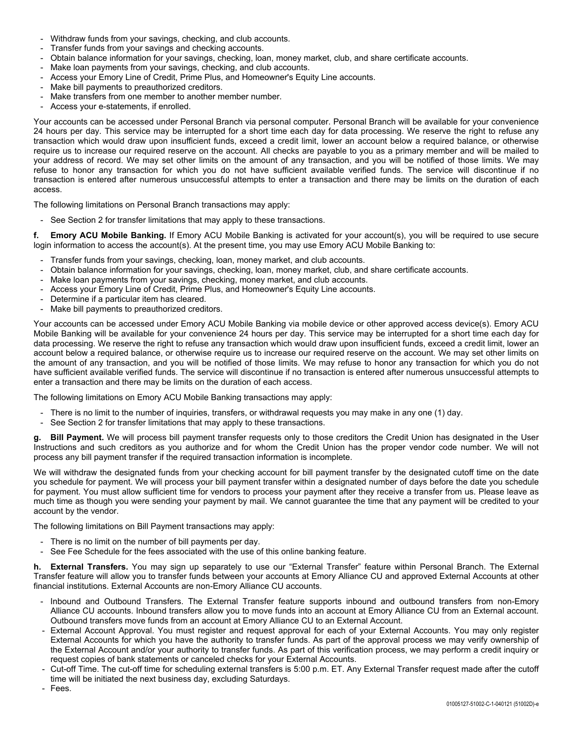- Withdraw funds from your savings, checking, and club accounts.
- Transfer funds from your savings and checking accounts.
- Obtain balance information for your savings, checking, loan, money market, club, and share certificate accounts.
- Make loan payments from your savings, checking, and club accounts.
- Access your Emory Line of Credit, Prime Plus, and Homeowner's Equity Line accounts.
- Make bill payments to preauthorized creditors.
- Make transfers from one member to another member number.
- Access your e-statements, if enrolled.

Your accounts can be accessed under Personal Branch via personal computer. Personal Branch will be available for your convenience 24 hours per day. This service may be interrupted for a short time each day for data processing. We reserve the right to refuse any transaction which would draw upon insufficient funds, exceed a credit limit, lower an account below a required balance, or otherwise require us to increase our required reserve on the account. All checks are payable to you as a primary member and will be mailed to your address of record. We may set other limits on the amount of any transaction, and you will be notified of those limits. We may refuse to honor any transaction for which you do not have sufficient available verified funds. The service will discontinue if no transaction is entered after numerous unsuccessful attempts to enter a transaction and there may be limits on the duration of each access.

The following limitations on Personal Branch transactions may apply:

- See Section 2 for transfer limitations that may apply to these transactions.

**f. Emory ACU Mobile Banking.** If Emory ACU Mobile Banking is activated for your account(s), you will be required to use secure login information to access the account(s). At the present time, you may use Emory ACU Mobile Banking to:

- Transfer funds from your savings, checking, loan, money market, and club accounts.
- Obtain balance information for your savings, checking, loan, money market, club, and share certificate accounts.
- Make loan payments from your savings, checking, money market, and club accounts.
- Access your Emory Line of Credit, Prime Plus, and Homeowner's Equity Line accounts.
- Determine if a particular item has cleared.
- Make bill payments to preauthorized creditors.

Your accounts can be accessed under Emory ACU Mobile Banking via mobile device or other approved access device(s). Emory ACU Mobile Banking will be available for your convenience 24 hours per day. This service may be interrupted for a short time each day for data processing. We reserve the right to refuse any transaction which would draw upon insufficient funds, exceed a credit limit, lower an account below a required balance, or otherwise require us to increase our required reserve on the account. We may set other limits on the amount of any transaction, and you will be notified of those limits. We may refuse to honor any transaction for which you do not have sufficient available verified funds. The service will discontinue if no transaction is entered after numerous unsuccessful attempts to enter a transaction and there may be limits on the duration of each access.

The following limitations on Emory ACU Mobile Banking transactions may apply:

- There is no limit to the number of inquiries, transfers, or withdrawal requests you may make in any one (1) day.
- See Section 2 for transfer limitations that may apply to these transactions.

**g. Bill Payment.** We will process bill payment transfer requests only to those creditors the Credit Union has designated in the User Instructions and such creditors as you authorize and for whom the Credit Union has the proper vendor code number. We will not process any bill payment transfer if the required transaction information is incomplete.

We will withdraw the designated funds from your checking account for bill payment transfer by the designated cutoff time on the date you schedule for payment. We will process your bill payment transfer within a designated number of days before the date you schedule for payment. You must allow sufficient time for vendors to process your payment after they receive a transfer from us. Please leave as much time as though you were sending your payment by mail. We cannot guarantee the time that any payment will be credited to your account by the vendor.

The following limitations on Bill Payment transactions may apply:

- There is no limit on the number of bill payments per day.
- See Fee Schedule for the fees associated with the use of this online banking feature.

**h. External Transfers.** You may sign up separately to use our "External Transfer" feature within Personal Branch. The External Transfer feature will allow you to transfer funds between your accounts at Emory Alliance CU and approved External Accounts at other financial institutions. External Accounts are non-Emory Alliance CU accounts.

- Inbound and Outbound Transfers. The External Transfer feature supports inbound and outbound transfers from non-Emory Alliance CU accounts. Inbound transfers allow you to move funds into an account at Emory Alliance CU from an External account. Outbound transfers move funds from an account at Emory Alliance CU to an External Account.
- External Account Approval. You must register and request approval for each of your External Accounts. You may only register External Accounts for which you have the authority to transfer funds. As part of the approval process we may verify ownership of the External Account and/or your authority to transfer funds. As part of this verification process, we may perform a credit inquiry or request copies of bank statements or canceled checks for your External Accounts.
- Cut-off Time. The cut-off time for scheduling external transfers is 5:00 p.m. ET. Any External Transfer request made after the cutoff time will be initiated the next business day, excluding Saturdays.
- Fees.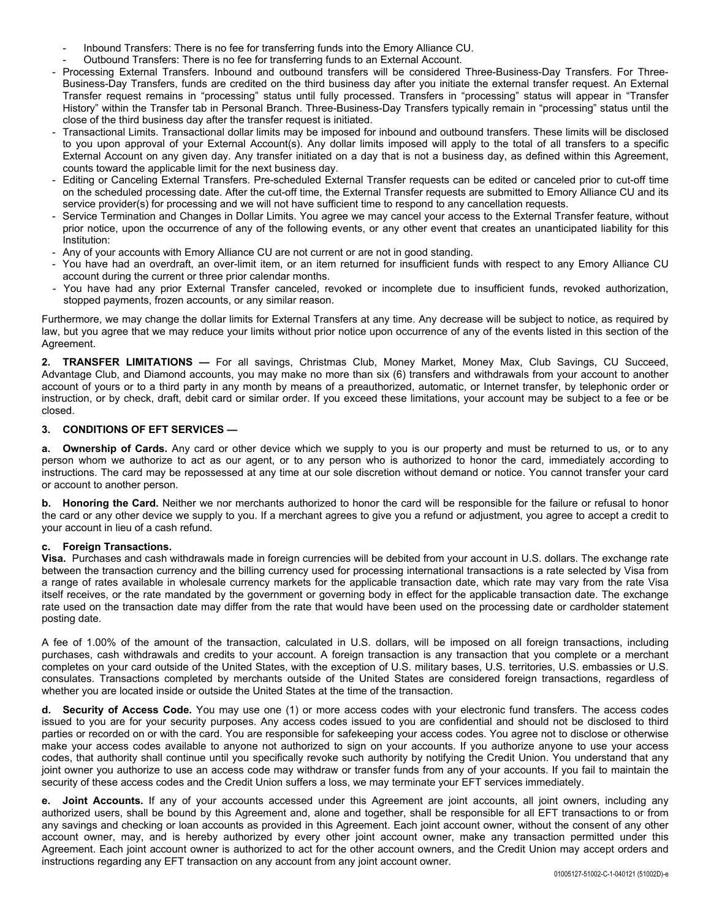- Inbound Transfers: There is no fee for transferring funds into the Emory Alliance CU.
- Outbound Transfers: There is no fee for transferring funds to an External Account.

- Processing External Transfers. Inbound and outbound transfers will be considered Three-Business-Day Transfers. For Three-Business-Day Transfers, funds are credited on the third business day after you initiate the external transfer request. An External Transfer request remains in "processing" status until fully processed. Transfers in "processing" status will appear in "Transfer History" within the Transfer tab in Personal Branch. Three-Business-Day Transfers typically remain in "processing" status until the close of the third business day after the transfer request is initiated.
- Transactional Limits. Transactional dollar limits may be imposed for inbound and outbound transfers. These limits will be disclosed to you upon approval of your External Account(s). Any dollar limits imposed will apply to the total of all transfers to a specific External Account on any given day. Any transfer initiated on a day that is not a business day, as defined within this Agreement, counts toward the applicable limit for the next business day.
- Editing or Canceling External Transfers. Pre-scheduled External Transfer requests can be edited or canceled prior to cut-off time on the scheduled processing date. After the cut-off time, the External Transfer requests are submitted to Emory Alliance CU and its service provider(s) for processing and we will not have sufficient time to respond to any cancellation requests.
- Service Termination and Changes in Dollar Limits. You agree we may cancel your access to the External Transfer feature, without prior notice, upon the occurrence of any of the following events, or any other event that creates an unanticipated liability for this Institution:
- Any of your accounts with Emory Alliance CU are not current or are not in good standing.
- You have had an overdraft, an over-limit item, or an item returned for insufficient funds with respect to any Emory Alliance CU account during the current or three prior calendar months.
- You have had any prior External Transfer canceled, revoked or incomplete due to insufficient funds, revoked authorization, stopped payments, frozen accounts, or any similar reason.

Furthermore, we may change the dollar limits for External Transfers at any time. Any decrease will be subject to notice, as required by law, but you agree that we may reduce your limits without prior notice upon occurrence of any of the events listed in this section of the Agreement.

**2. TRANSFER LIMITATIONS —** For all savings, Christmas Club, Money Market, Money Max, Club Savings, CU Succeed, Advantage Club, and Diamond accounts, you may make no more than six (6) transfers and withdrawals from your account to another account of yours or to a third party in any month by means of a preauthorized, automatic, or Internet transfer, by telephonic order or instruction, or by check, draft, debit card or similar order. If you exceed these limitations, your account may be subject to a fee or be closed.

**3. CONDITIONS OF EFT SERVICES —**

**a. Ownership of Cards.** Any card or other device which we supply to you is our property and must be returned to us, or to any person whom we authorize to act as our agent, or to any person who is authorized to honor the card, immediately according to instructions. The card may be repossessed at any time at our sole discretion without demand or notice. You cannot transfer your card or account to another person.

**b. Honoring the Card.** Neither we nor merchants authorized to honor the card will be responsible for the failure or refusal to honor the card or any other device we supply to you. If a merchant agrees to give you a refund or adjustment, you agree to accept a credit to your account in lieu of a cash refund.

**c. Foreign Transactions.**
**Visa.** Purchases and cash withdrawals made in foreign currencies will be debited from your account in U.S. dollars. The exchange rate between the transaction currency and the billing currency used for processing international transactions is a rate selected by Visa from a range of rates available in wholesale currency markets for the applicable transaction date, which rate may vary from the rate Visa itself receives, or the rate mandated by the government or governing body in effect for the applicable transaction date. The exchange rate used on the transaction date may differ from the rate that would have been used on the processing date or cardholder statement posting date.

A fee of 1.00% of the amount of the transaction, calculated in U.S. dollars, will be imposed on all foreign transactions, including purchases, cash withdrawals and credits to your account. A foreign transaction is any transaction that you complete or a merchant completes on your card outside of the United States, with the exception of U.S. military bases, U.S. territories, U.S. embassies or U.S. consulates. Transactions completed by merchants outside of the United States are considered foreign transactions, regardless of whether you are located inside or outside the United States at the time of the transaction.

**d. Security of Access Code.** You may use one (1) or more access codes with your electronic fund transfers. The access codes issued to you are for your security purposes. Any access codes issued to you are confidential and should not be disclosed to third parties or recorded on or with the card. You are responsible for safekeeping your access codes. You agree not to disclose or otherwise make your access codes available to anyone not authorized to sign on your accounts. If you authorize anyone to use your access codes, that authority shall continue until you specifically revoke such authority by notifying the Credit Union. You understand that any joint owner you authorize to use an access code may withdraw or transfer funds from any of your accounts. If you fail to maintain the security of these access codes and the Credit Union suffers a loss, we may terminate your EFT services immediately.

**e. Joint Accounts.** If any of your accounts accessed under this Agreement are joint accounts, all joint owners, including any authorized users, shall be bound by this Agreement and, alone and together, shall be responsible for all EFT transactions to or from any savings and checking or loan accounts as provided in this Agreement. Each joint account owner, without the consent of any other account owner, may, and is hereby authorized by every other joint account owner, make any transaction permitted under this Agreement. Each joint account owner is authorized to act for the other account owners, and the Credit Union may accept orders and instructions regarding any EFT transaction on any account from any joint account owner.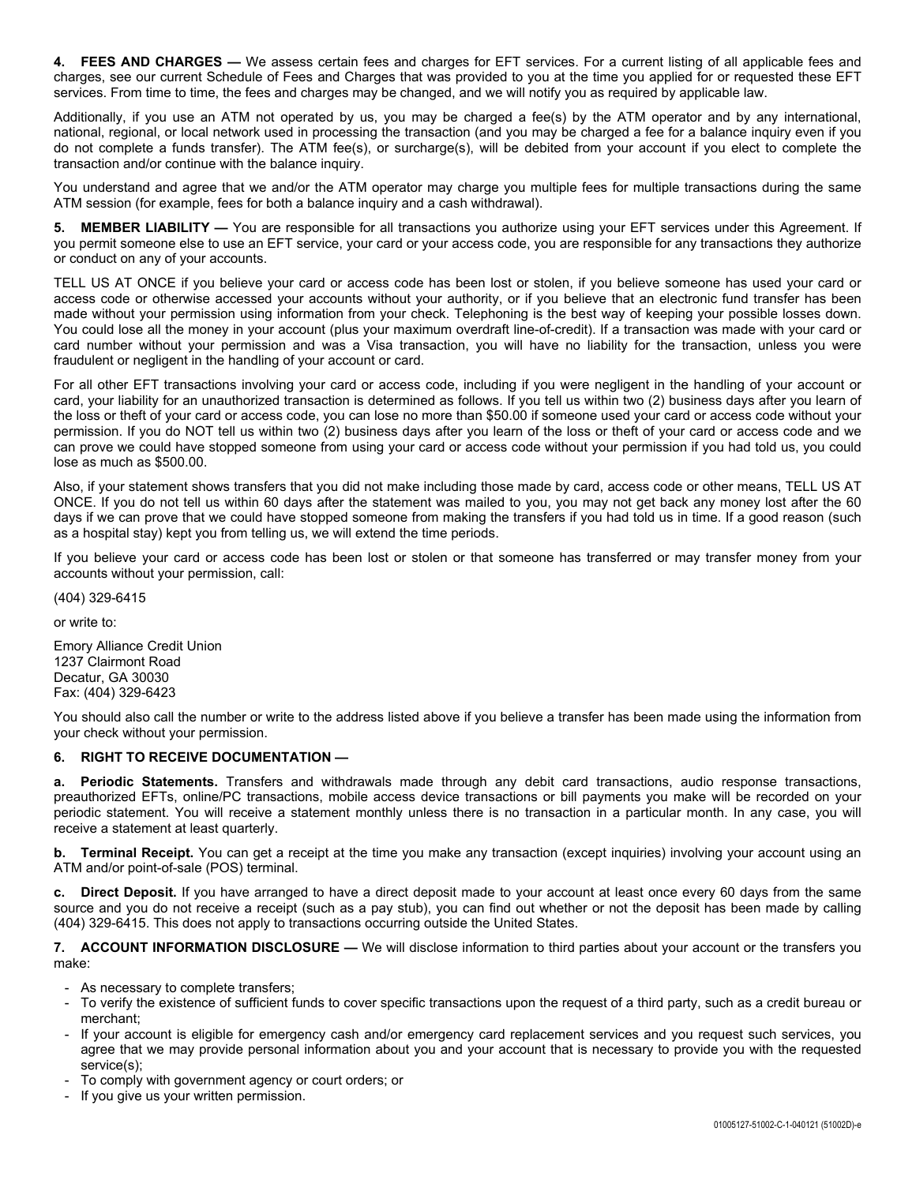**4. FEES AND CHARGES —** We assess certain fees and charges for EFT services. For a current listing of all applicable fees and charges, see our current Schedule of Fees and Charges that was provided to you at the time you applied for or requested these EFT services. From time to time, the fees and charges may be changed, and we will notify you as required by applicable law.

Additionally, if you use an ATM not operated by us, you may be charged a fee(s) by the ATM operator and by any international, national, regional, or local network used in processing the transaction (and you may be charged a fee for a balance inquiry even if you do not complete a funds transfer). The ATM fee(s), or surcharge(s), will be debited from your account if you elect to complete the transaction and/or continue with the balance inquiry.

You understand and agree that we and/or the ATM operator may charge you multiple fees for multiple transactions during the same ATM session (for example, fees for both a balance inquiry and a cash withdrawal).

**5. MEMBER LIABILITY —** You are responsible for all transactions you authorize using your EFT services under this Agreement. If you permit someone else to use an EFT service, your card or your access code, you are responsible for any transactions they authorize or conduct on any of your accounts.

TELL US AT ONCE if you believe your card or access code has been lost or stolen, if you believe someone has used your card or access code or otherwise accessed your accounts without your authority, or if you believe that an electronic fund transfer has been made without your permission using information from your check. Telephoning is the best way of keeping your possible losses down. You could lose all the money in your account (plus your maximum overdraft line-of-credit). If a transaction was made with your card or card number without your permission and was a Visa transaction, you will have no liability for the transaction, unless you were fraudulent or negligent in the handling of your account or card.

For all other EFT transactions involving your card or access code, including if you were negligent in the handling of your account or card, your liability for an unauthorized transaction is determined as follows. If you tell us within two (2) business days after you learn of the loss or theft of your card or access code, you can lose no more than $50.00 if someone used your card or access code without your permission. If you do NOT tell us within two (2) business days after you learn of the loss or theft of your card or access code and we can prove we could have stopped someone from using your card or access code without your permission if you had told us, you could lose as much as $500.00.

Also, if your statement shows transfers that you did not make including those made by card, access code or other means, TELL US AT ONCE. If you do not tell us within 60 days after the statement was mailed to you, you may not get back any money lost after the 60 days if we can prove that we could have stopped someone from making the transfers if you had told us in time. If a good reason (such as a hospital stay) kept you from telling us, we will extend the time periods.

If you believe your card or access code has been lost or stolen or that someone has transferred or may transfer money from your accounts without your permission, call:

(404) 329-6415

or write to:

Emory Alliance Credit Union
1237 Clairmont Road
Decatur, GA 30030
Fax: (404) 329-6423

You should also call the number or write to the address listed above if you believe a transfer has been made using the information from your check without your permission.

**6. RIGHT TO RECEIVE DOCUMENTATION —**

**a. Periodic Statements.** Transfers and withdrawals made through any debit card transactions, audio response transactions, preauthorized EFTs, online/PC transactions, mobile access device transactions or bill payments you make will be recorded on your periodic statement. You will receive a statement monthly unless there is no transaction in a particular month. In any case, you will receive a statement at least quarterly.

**b. Terminal Receipt.** You can get a receipt at the time you make any transaction (except inquiries) involving your account using an ATM and/or point-of-sale (POS) terminal.

**c. Direct Deposit.** If you have arranged to have a direct deposit made to your account at least once every 60 days from the same source and you do not receive a receipt (such as a pay stub), you can find out whether or not the deposit has been made by calling (404) 329-6415. This does not apply to transactions occurring outside the United States.

**7. ACCOUNT INFORMATION DISCLOSURE —** We will disclose information to third parties about your account or the transfers you make:

- As necessary to complete transfers;
- To verify the existence of sufficient funds to cover specific transactions upon the request of a third party, such as a credit bureau or merchant;
- If your account is eligible for emergency cash and/or emergency card replacement services and you request such services, you agree that we may provide personal information about you and your account that is necessary to provide you with the requested service(s);
- To comply with government agency or court orders; or
- If you give us your written permission.

01005127-51002-C-1-040121 (51002D)-e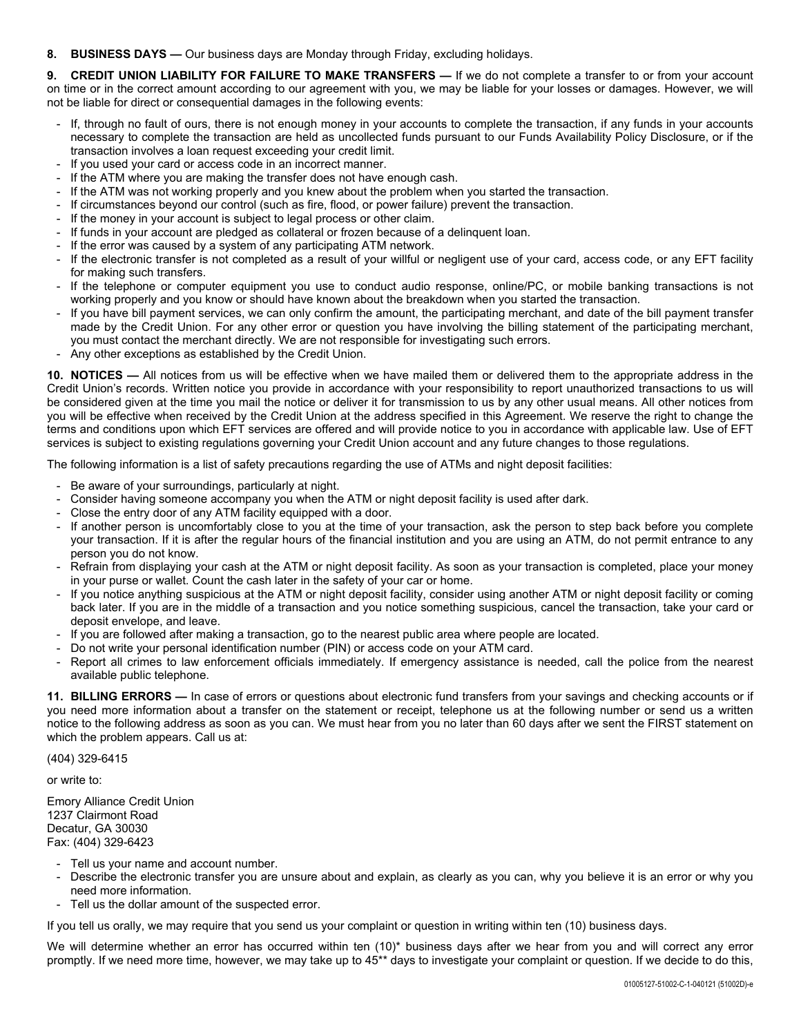**8. BUSINESS DAYS —** Our business days are Monday through Friday, excluding holidays.

**9. CREDIT UNION LIABILITY FOR FAILURE TO MAKE TRANSFERS —** If we do not complete a transfer to or from your account on time or in the correct amount according to our agreement with you, we may be liable for your losses or damages. However, we will not be liable for direct or consequential damages in the following events:

- If, through no fault of ours, there is not enough money in your accounts to complete the transaction, if any funds in your accounts necessary to complete the transaction are held as uncollected funds pursuant to our Funds Availability Policy Disclosure, or if the transaction involves a loan request exceeding your credit limit.
- If you used your card or access code in an incorrect manner.
- If the ATM where you are making the transfer does not have enough cash.
- If the ATM was not working properly and you knew about the problem when you started the transaction.
- If circumstances beyond our control (such as fire, flood, or power failure) prevent the transaction.
- If the money in your account is subject to legal process or other claim.
- If funds in your account are pledged as collateral or frozen because of a delinquent loan.
- If the error was caused by a system of any participating ATM network.
- If the electronic transfer is not completed as a result of your willful or negligent use of your card, access code, or any EFT facility for making such transfers.
- If the telephone or computer equipment you use to conduct audio response, online/PC, or mobile banking transactions is not working properly and you know or should have known about the breakdown when you started the transaction.
- If you have bill payment services, we can only confirm the amount, the participating merchant, and date of the bill payment transfer made by the Credit Union. For any other error or question you have involving the billing statement of the participating merchant, you must contact the merchant directly. We are not responsible for investigating such errors.
- Any other exceptions as established by the Credit Union.

**10. NOTICES —** All notices from us will be effective when we have mailed them or delivered them to the appropriate address in the Credit Union's records. Written notice you provide in accordance with your responsibility to report unauthorized transactions to us will be considered given at the time you mail the notice or deliver it for transmission to us by any other usual means. All other notices from you will be effective when received by the Credit Union at the address specified in this Agreement. We reserve the right to change the terms and conditions upon which EFT services are offered and will provide notice to you in accordance with applicable law. Use of EFT services is subject to existing regulations governing your Credit Union account and any future changes to those regulations.

The following information is a list of safety precautions regarding the use of ATMs and night deposit facilities:

- Be aware of your surroundings, particularly at night.
- Consider having someone accompany you when the ATM or night deposit facility is used after dark.
- Close the entry door of any ATM facility equipped with a door.
- If another person is uncomfortably close to you at the time of your transaction, ask the person to step back before you complete your transaction. If it is after the regular hours of the financial institution and you are using an ATM, do not permit entrance to any person you do not know.
- Refrain from displaying your cash at the ATM or night deposit facility. As soon as your transaction is completed, place your money in your purse or wallet. Count the cash later in the safety of your car or home.
- If you notice anything suspicious at the ATM or night deposit facility, consider using another ATM or night deposit facility or coming back later. If you are in the middle of a transaction and you notice something suspicious, cancel the transaction, take your card or deposit envelope, and leave.
- If you are followed after making a transaction, go to the nearest public area where people are located.
- Do not write your personal identification number (PIN) or access code on your ATM card.
- Report all crimes to law enforcement officials immediately. If emergency assistance is needed, call the police from the nearest available public telephone.

**11. BILLING ERRORS —** In case of errors or questions about electronic fund transfers from your savings and checking accounts or if you need more information about a transfer on the statement or receipt, telephone us at the following number or send us a written notice to the following address as soon as you can. We must hear from you no later than 60 days after we sent the FIRST statement on which the problem appears. Call us at:

(404) 329-6415

or write to:

Emory Alliance Credit Union
1237 Clairmont Road
Decatur, GA 30030
Fax: (404) 329-6423

- Tell us your name and account number.
- Describe the electronic transfer you are unsure about and explain, as clearly as you can, why you believe it is an error or why you need more information.
- Tell us the dollar amount of the suspected error.

If you tell us orally, we may require that you send us your complaint or question in writing within ten (10) business days.

We will determine whether an error has occurred within ten (10)* business days after we hear from you and will correct any error promptly. If we need more time, however, we may take up to 45** days to investigate your complaint or question. If we decide to do this,

01005127-51002-C-1-040121 (51002D)-e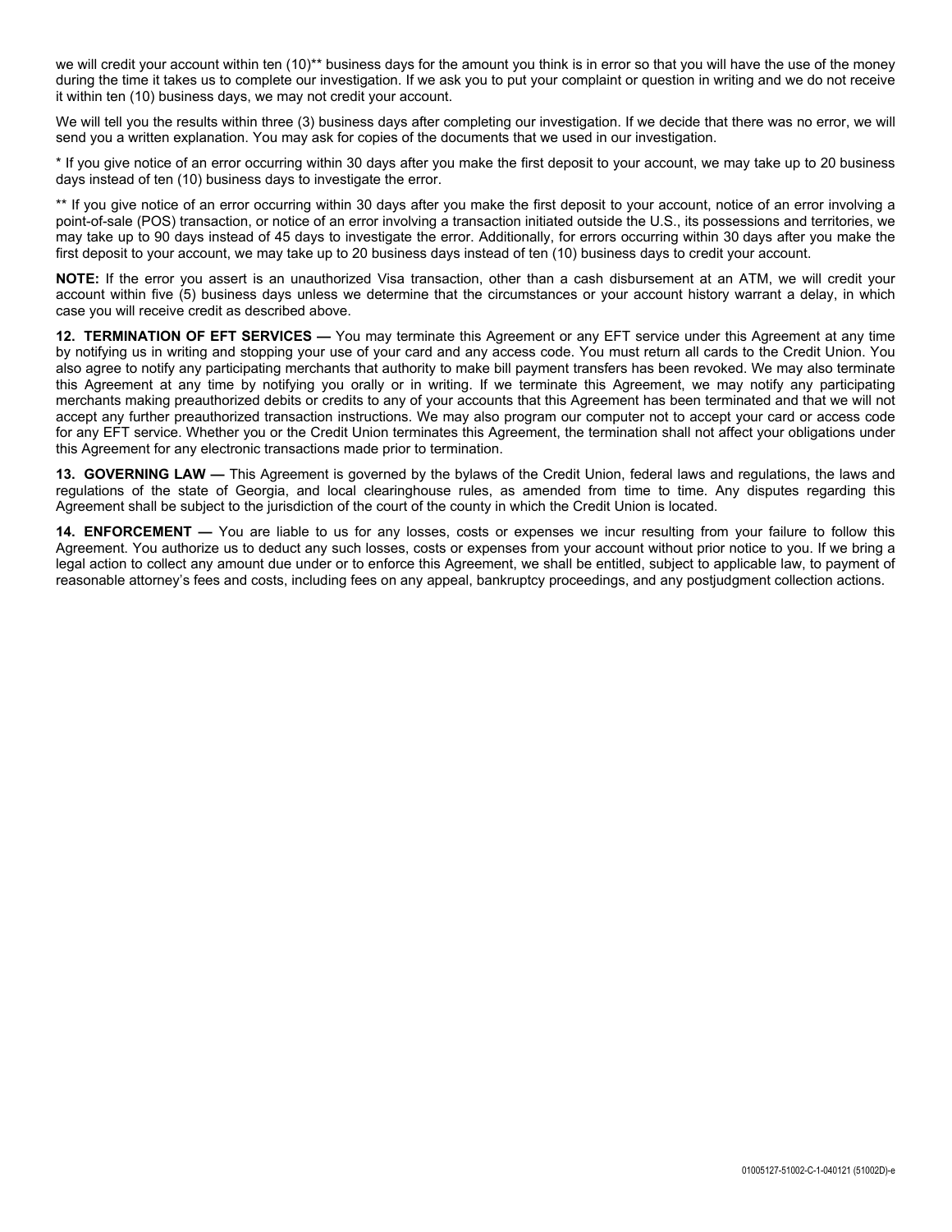we will credit your account within ten (10)** business days for the amount you think is in error so that you will have the use of the money during the time it takes us to complete our investigation. If we ask you to put your complaint or question in writing and we do not receive it within ten (10) business days, we may not credit your account.

We will tell you the results within three (3) business days after completing our investigation. If we decide that there was no error, we will send you a written explanation. You may ask for copies of the documents that we used in our investigation.

* If you give notice of an error occurring within 30 days after you make the first deposit to your account, we may take up to 20 business days instead of ten (10) business days to investigate the error.

** If you give notice of an error occurring within 30 days after you make the first deposit to your account, notice of an error involving a point-of-sale (POS) transaction, or notice of an error involving a transaction initiated outside the U.S., its possessions and territories, we may take up to 90 days instead of 45 days to investigate the error. Additionally, for errors occurring within 30 days after you make the first deposit to your account, we may take up to 20 business days instead of ten (10) business days to credit your account.

**NOTE:** If the error you assert is an unauthorized Visa transaction, other than a cash disbursement at an ATM, we will credit your account within five (5) business days unless we determine that the circumstances or your account history warrant a delay, in which case you will receive credit as described above.

**12. TERMINATION OF EFT SERVICES —** You may terminate this Agreement or any EFT service under this Agreement at any time by notifying us in writing and stopping your use of your card and any access code. You must return all cards to the Credit Union. You also agree to notify any participating merchants that authority to make bill payment transfers has been revoked. We may also terminate this Agreement at any time by notifying you orally or in writing. If we terminate this Agreement, we may notify any participating merchants making preauthorized debits or credits to any of your accounts that this Agreement has been terminated and that we will not accept any further preauthorized transaction instructions. We may also program our computer not to accept your card or access code for any EFT service. Whether you or the Credit Union terminates this Agreement, the termination shall not affect your obligations under this Agreement for any electronic transactions made prior to termination.

**13. GOVERNING LAW —** This Agreement is governed by the bylaws of the Credit Union, federal laws and regulations, the laws and regulations of the state of Georgia, and local clearinghouse rules, as amended from time to time. Any disputes regarding this Agreement shall be subject to the jurisdiction of the court of the county in which the Credit Union is located.

**14. ENFORCEMENT —** You are liable to us for any losses, costs or expenses we incur resulting from your failure to follow this Agreement. You authorize us to deduct any such losses, costs or expenses from your account without prior notice to you. If we bring a legal action to collect any amount due under or to enforce this Agreement, we shall be entitled, subject to applicable law, to payment of reasonable attorney's fees and costs, including fees on any appeal, bankruptcy proceedings, and any postjudgment collection actions.

01005127-51002-C-1-040121 (51002D)-e